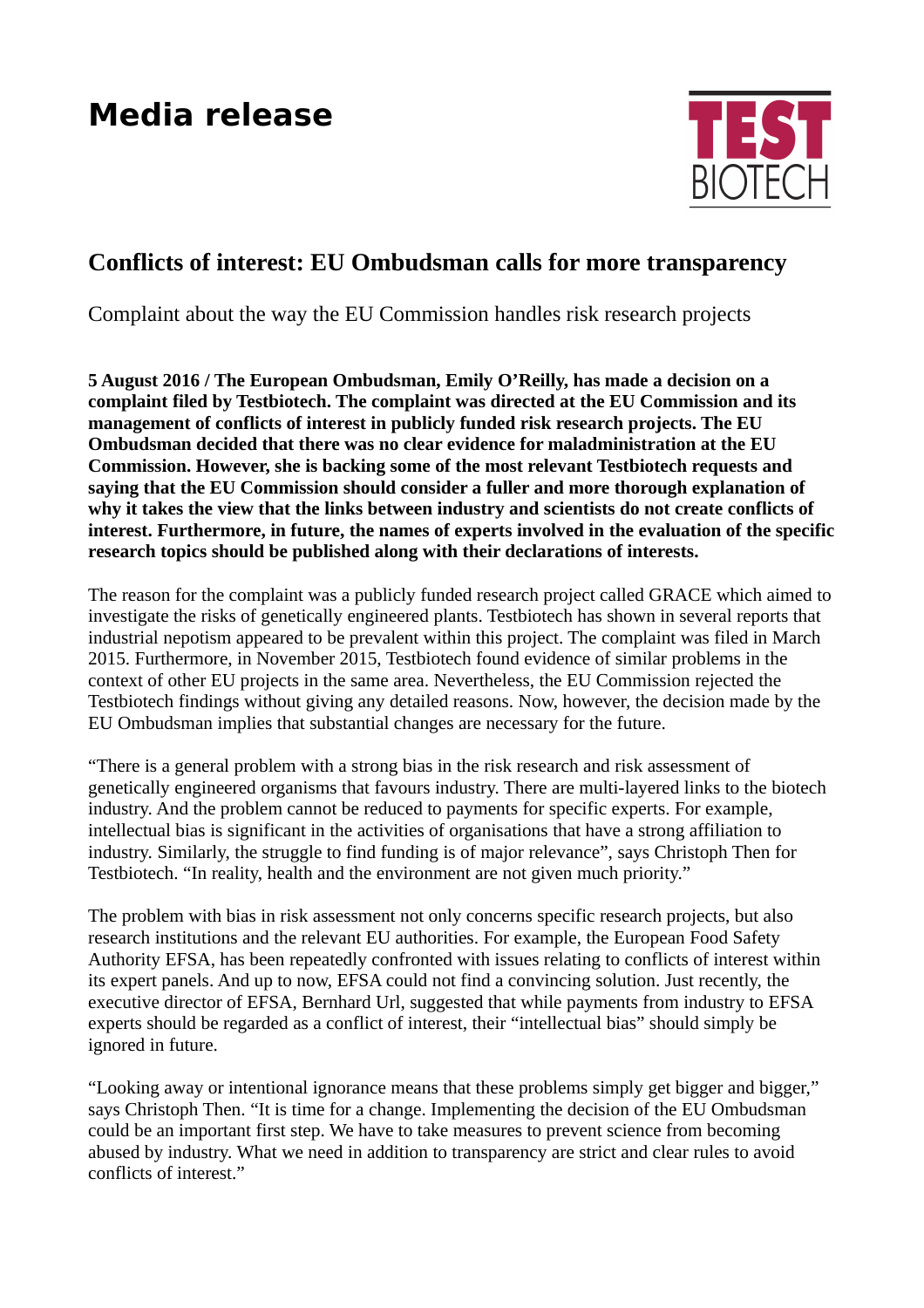# Media release

TEST BIOTECH

## Conflicts of interest: EU Ombudsman calls for more transparency

Complaint about the way the EU Commission handles risk research projects

**5 August 2016 / The European Ombudsman, Emily O'Reilly, has made a decision on a complaint filed by Testbiotech. The complaint was directed at the EU Commission and its management of conflicts of interest in publicly funded risk research projects. The EU Ombudsman decided that there was no clear evidence for maladministration at the EU Commission. However, she is backing some of the most relevant Testbiotech requests and saying that the EU Commission should consider a fuller and more thorough explanation of why it takes the view that the links between industry and scientists do not create conflicts of interest. Furthermore, in future, the names of experts involved in the evaluation of the specific research topics should be published along with their declarations of interests.**

The reason for the complaint was a publicly funded research project called GRACE which aimed to investigate the risks of genetically engineered plants. Testbiotech has shown in several reports that industrial nepotism appeared to be prevalent within this project. The complaint was filed in March 2015. Furthermore, in November 2015, Testbiotech found evidence of similar problems in the context of other EU projects in the same area. Nevertheless, the EU Commission rejected the Testbiotech findings without giving any detailed reasons. Now, however, the decision made by the EU Ombudsman implies that substantial changes are necessary for the future.

"There is a general problem with a strong bias in the risk research and risk assessment of genetically engineered organisms that favours industry. There are multi-layered links to the biotech industry. And the problem cannot be reduced to payments for specific experts. For example, intellectual bias is significant in the activities of organisations that have a strong affiliation to industry. Similarly, the struggle to find funding is of major relevance", says Christoph Then for Testbiotech. "In reality, health and the environment are not given much priority."

The problem with bias in risk assessment not only concerns specific research projects, but also research institutions and the relevant EU authorities. For example, the European Food Safety Authority EFSA, has been repeatedly confronted with issues relating to conflicts of interest within its expert panels. And up to now, EFSA could not find a convincing solution. Just recently, the executive director of EFSA, Bernhard Url, suggested that while payments from industry to EFSA experts should be regarded as a conflict of interest, their "intellectual bias" should simply be ignored in future.

"Looking away or intentional ignorance means that these problems simply get bigger and bigger," says Christoph Then. "It is time for a change. Implementing the decision of the EU Ombudsman could be an important first step. We have to take measures to prevent science from becoming abused by industry. What we need in addition to transparency are strict and clear rules to avoid conflicts of interest."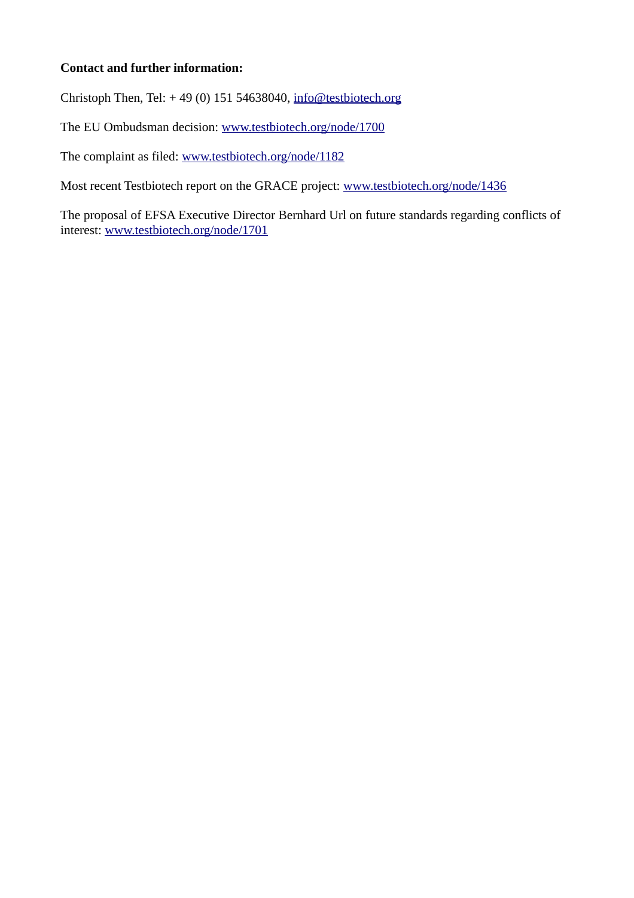**Contact and further information:**

Christoph Then, Tel: + 49 (0) 151 54638040, info@testbiotech.org

The EU Ombudsman decision: www.testbiotech.org/node/1700

The complaint as filed: www.testbiotech.org/node/1182

Most recent Testbiotech report on the GRACE project: www.testbiotech.org/node/1436

The proposal of EFSA Executive Director Bernhard Url on future standards regarding conflicts of interest: www.testbiotech.org/node/1701